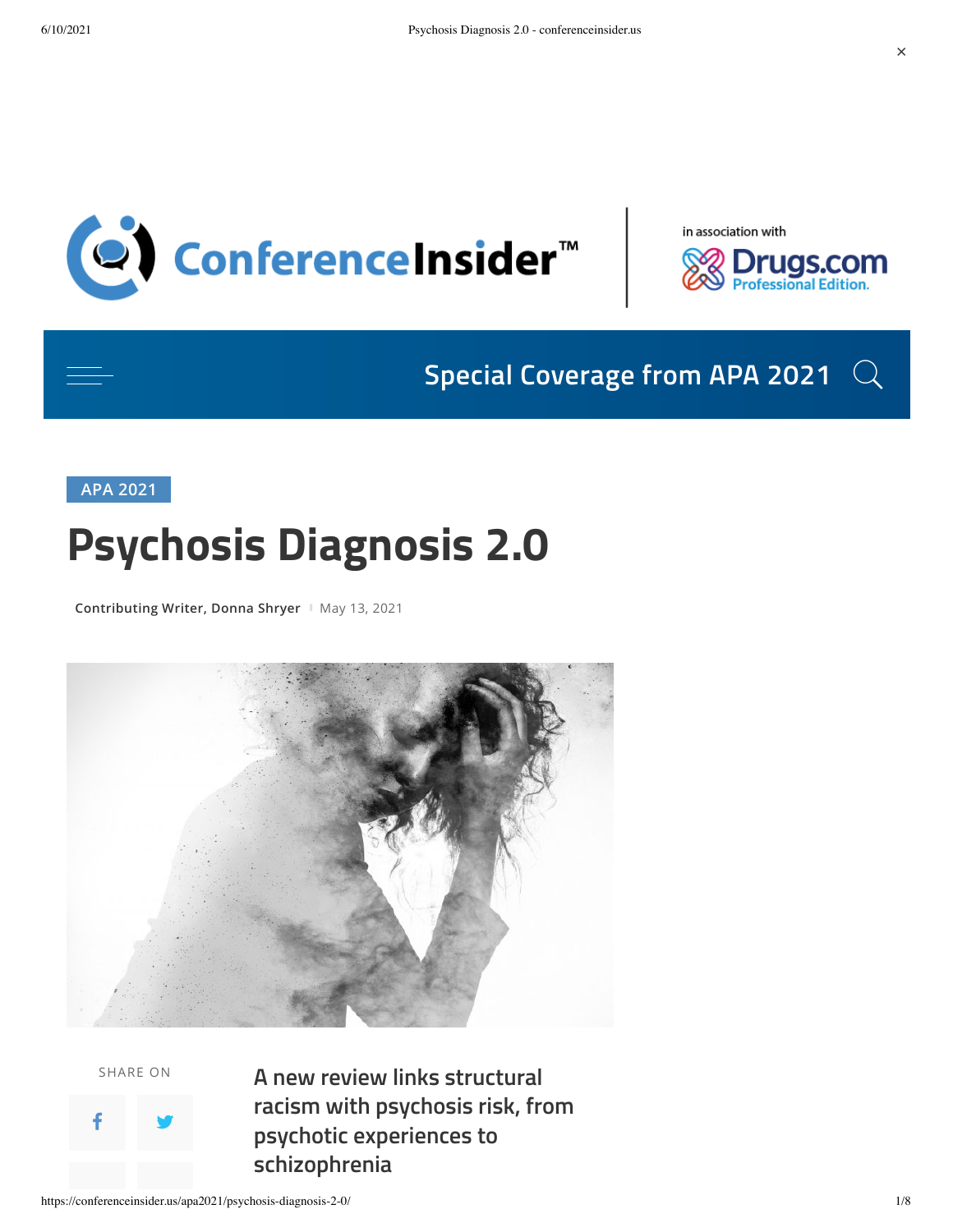ConferenceInsider™

in association with Drugs.com Professional Edition.

Special Coverage from APA 2021

APA 2021

# Psychosis Diagnosis 2.0

Contributing Writer, Donna Shryer | May 13, 2021

SHARE ON

## A new review links structural racism with psychosis risk, from psychotic experiences to schizophrenia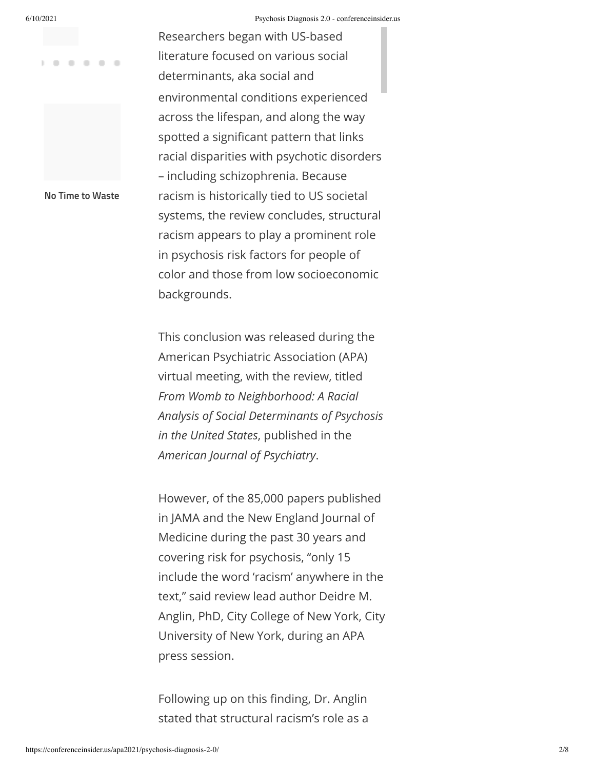Researchers began with US-based literature focused on various social determinants, aka social and environmental conditions experienced across the lifespan, and along the way spotted a significant pattern that links racial disparities with psychotic disorders – including schizophrenia. Because racism is historically tied to US societal systems, the review concludes, structural racism appears to play a prominent role in psychosis risk factors for people of color and those from low socioeconomic backgrounds.

This conclusion was released during the American Psychiatric Association (APA) virtual meeting, with the review, titled *From Womb to Neighborhood: A Racial Analysis of Social Determinants of Psychosis in the United States*, published in the *American Journal of Psychiatry*.

However, of the 85,000 papers published in JAMA and the New England Journal of Medicine during the past 30 years and covering risk for psychosis, "only 15 include the word 'racism' anywhere in the text," said review lead author Deidre M. Anglin, PhD, City College of New York, City University of New York, during an APA press session.

Following up on this finding, Dr. Anglin stated that structural racism's role as a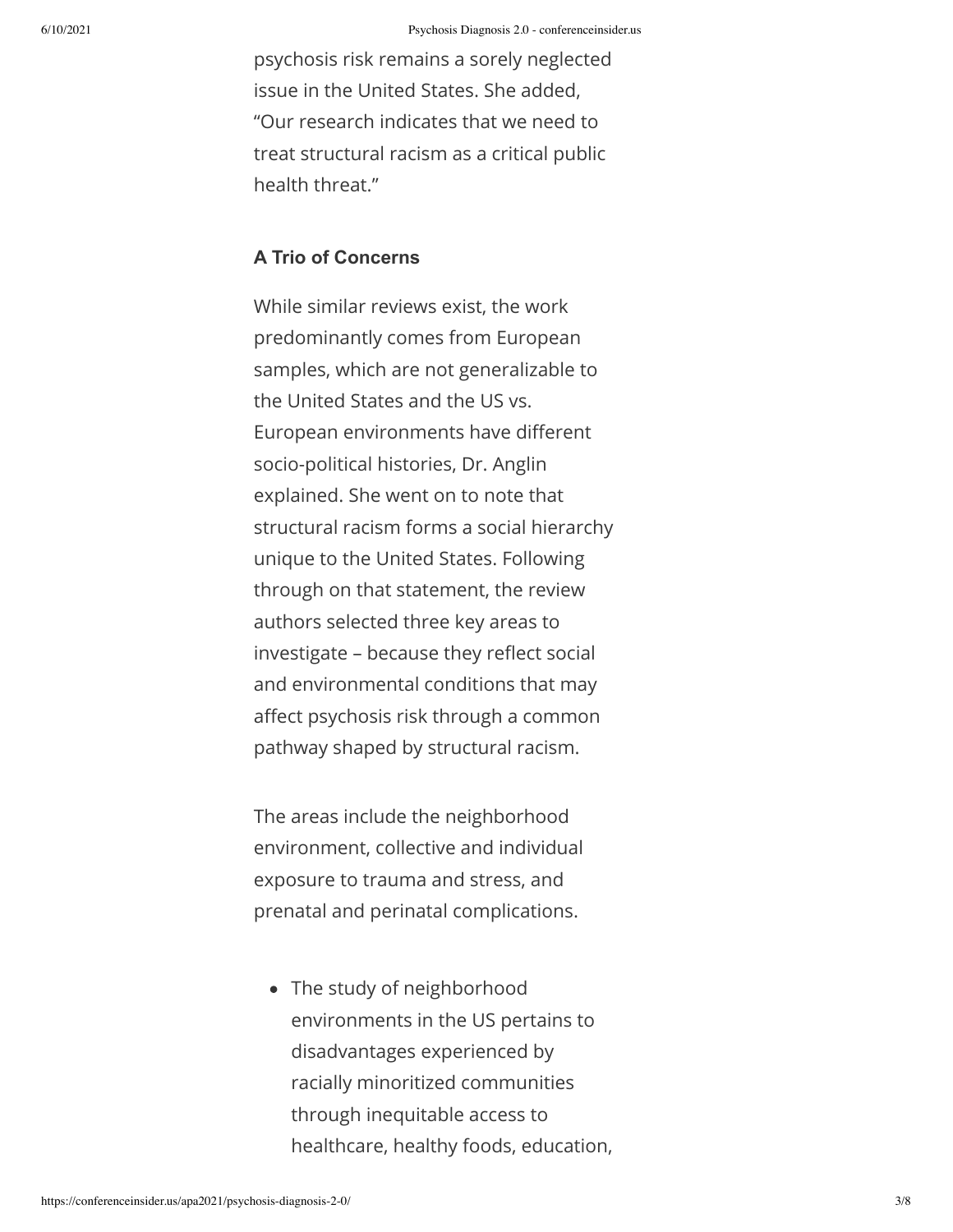psychosis risk remains a sorely neglected issue in the United States. She added, "Our research indicates that we need to treat structural racism as a critical public health threat."

### A Trio of Concerns

While similar reviews exist, the work predominantly comes from European samples, which are not generalizable to the United States and the US vs. European environments have different socio-political histories, Dr. Anglin explained. She went on to note that structural racism forms a social hierarchy unique to the United States. Following through on that statement, the review authors selected three key areas to investigate – because they reflect social and environmental conditions that may affect psychosis risk through a common pathway shaped by structural racism.

The areas include the neighborhood environment, collective and individual exposure to trauma and stress, and prenatal and perinatal complications.

- The study of neighborhood environments in the US pertains to disadvantages experienced by racially minoritized communities through inequitable access to healthcare, healthy foods, education,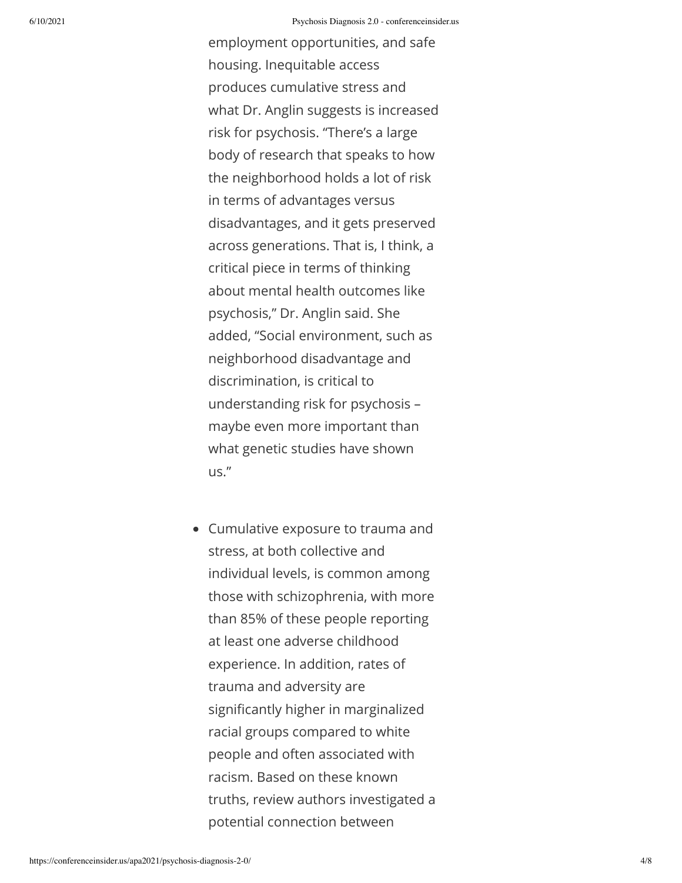employment opportunities, and safe housing. Inequitable access produces cumulative stress and what Dr. Anglin suggests is increased risk for psychosis. "There's a large body of research that speaks to how the neighborhood holds a lot of risk in terms of advantages versus disadvantages, and it gets preserved across generations. That is, I think, a critical piece in terms of thinking about mental health outcomes like psychosis," Dr. Anglin said. She added, "Social environment, such as neighborhood disadvantage and discrimination, is critical to understanding risk for psychosis – maybe even more important than what genetic studies have shown us."

- Cumulative exposure to trauma and stress, at both collective and individual levels, is common among those with schizophrenia, with more than 85% of these people reporting at least one adverse childhood experience. In addition, rates of trauma and adversity are significantly higher in marginalized racial groups compared to white people and often associated with racism. Based on these known truths, review authors investigated a potential connection between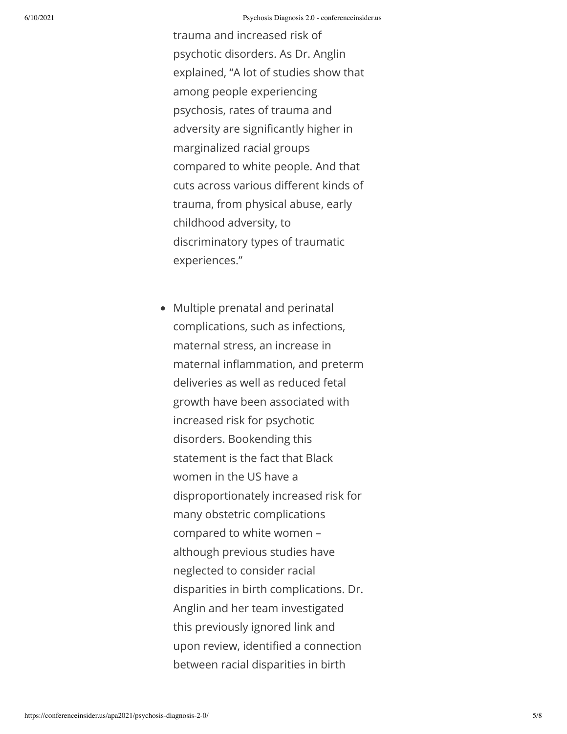trauma and increased risk of psychotic disorders. As Dr. Anglin explained, “A lot of studies show that among people experiencing psychosis, rates of trauma and adversity are significantly higher in marginalized racial groups compared to white people. And that cuts across various different kinds of trauma, from physical abuse, early childhood adversity, to discriminatory types of traumatic experiences.”

- Multiple prenatal and perinatal complications, such as infections, maternal stress, an increase in maternal inflammation, and preterm deliveries as well as reduced fetal growth have been associated with increased risk for psychotic disorders. Bookending this statement is the fact that Black women in the US have a disproportionately increased risk for many obstetric complications compared to white women – although previous studies have neglected to consider racial disparities in birth complications. Dr. Anglin and her team investigated this previously ignored link and upon review, identified a connection between racial disparities in birth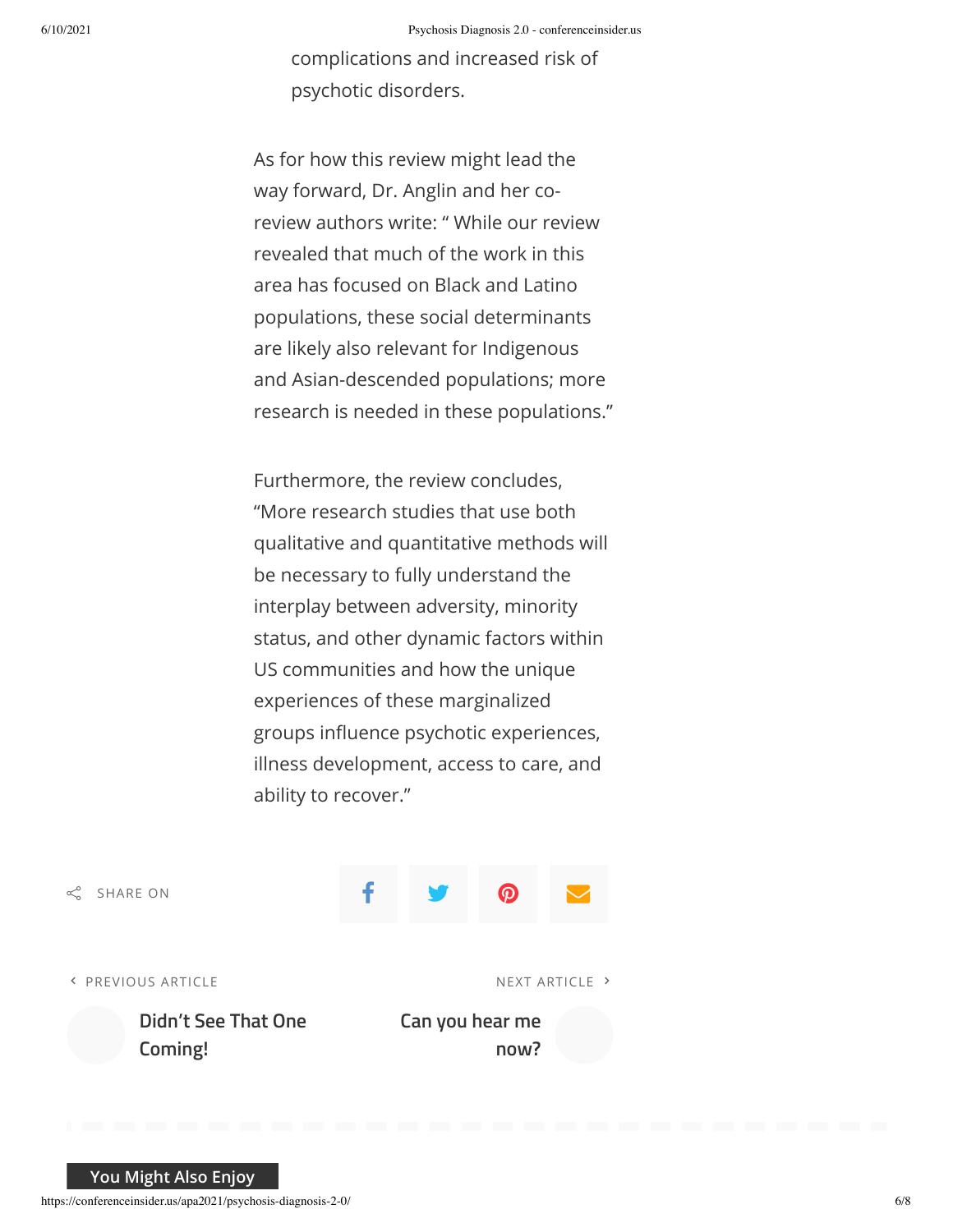complications and increased risk of psychotic disorders.

As for how this review might lead the way forward, Dr. Anglin and her co-review authors write: " While our review revealed that much of the work in this area has focused on Black and Latino populations, these social determinants are likely also relevant for Indigenous and Asian-descended populations; more research is needed in these populations."

Furthermore, the review concludes, "More research studies that use both qualitative and quantitative methods will be necessary to fully understand the interplay between adversity, minority status, and other dynamic factors within US communities and how the unique experiences of these marginalized groups influence psychotic experiences, illness development, access to care, and ability to recover."

SHARE ON

PREVIOUS ARTICLE

Didn't See That One Coming!

NEXT ARTICLE

Can you hear me now?

You Might Also Enjoy